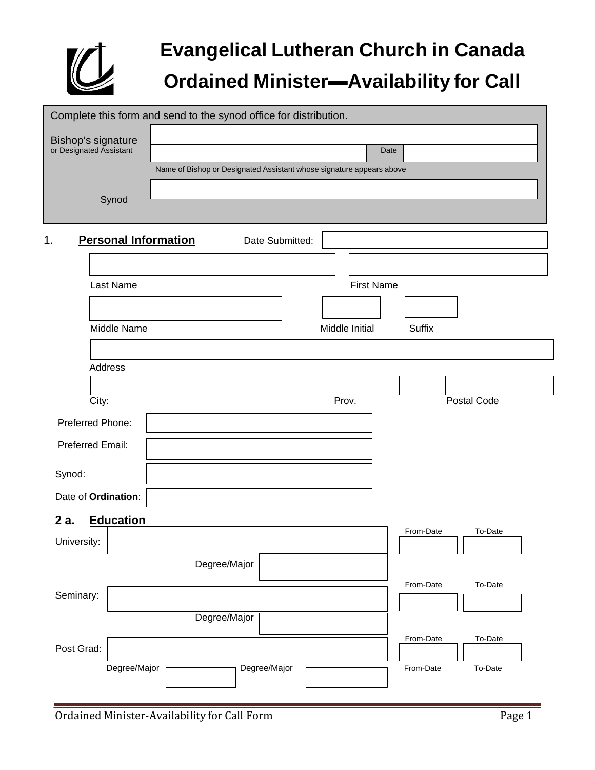# Evangelical Lutheran Church in Canada

## Ordained Minister—Availability for Call

Complete this form and send to the synod office for distribution.

Bishop's signature
or Designated Assistant

Date

Name of Bishop or Designated Assistant whose signature appears above

Synod

1. **Personal Information** Date Submitted:

Last Name First Name

Middle Name Middle Initial Suffix

Address

City: Prov. Postal Code

Preferred Phone:

Preferred Email:

Synod:

Date of **Ordination**:

**2 a. Education**

University: From-Date To-Date

Degree/Major

Seminary: From-Date To-Date

Degree/Major

Post Grad: From-Date To-Date

Degree/Major Degree/Major From-Date To-Date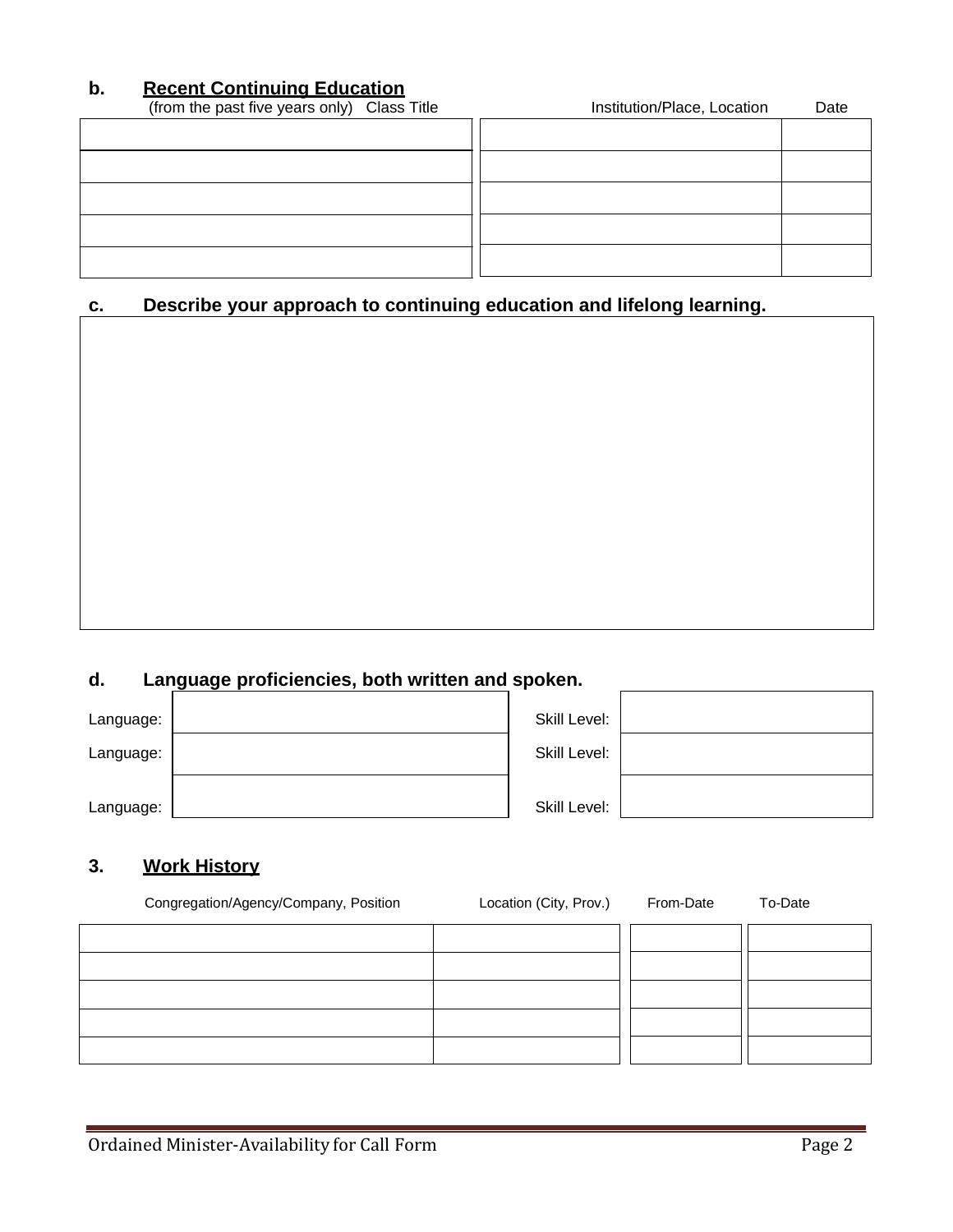### b. Recent Continuing Education

| (from the past five years only) Class Title | Institution/Place, Location | Date |
| --- | --- | --- |
| | | |
| | | |
| | | |
| | | |
| | | |

### c. Describe your approach to continuing education and lifelong learning.

### d. Language proficiencies, both written and spoken.

| | | | |
| --- | --- | --- | --- |
| Language: | | Skill Level: | |
| Language: | | Skill Level: | |
| Language: | | Skill Level: | |

## 3. Work History

| Congregation/Agency/Company, Position | Location (City, Prov.) | From-Date | To-Date |
| --- | --- | --- | --- |
| | | | |
| | | | |
| | | | |
| | | | |
| | | | |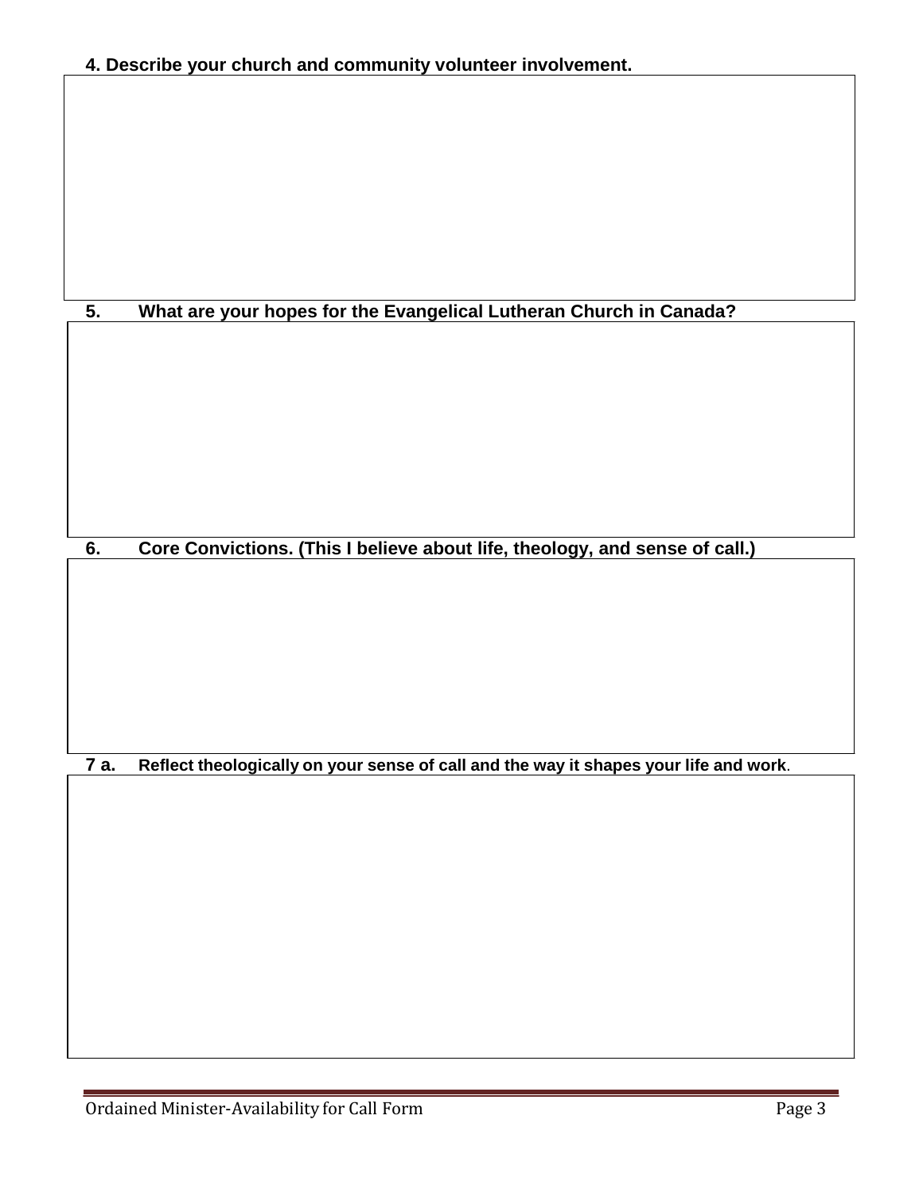**4. Describe your church and community volunteer involvement.**

**5. What are your hopes for the Evangelical Lutheran Church in Canada?**

**6. Core Convictions. (This I believe about life, theology, and sense of call.)**

**7 a. Reflect theologically on your sense of call and the way it shapes your life and work**.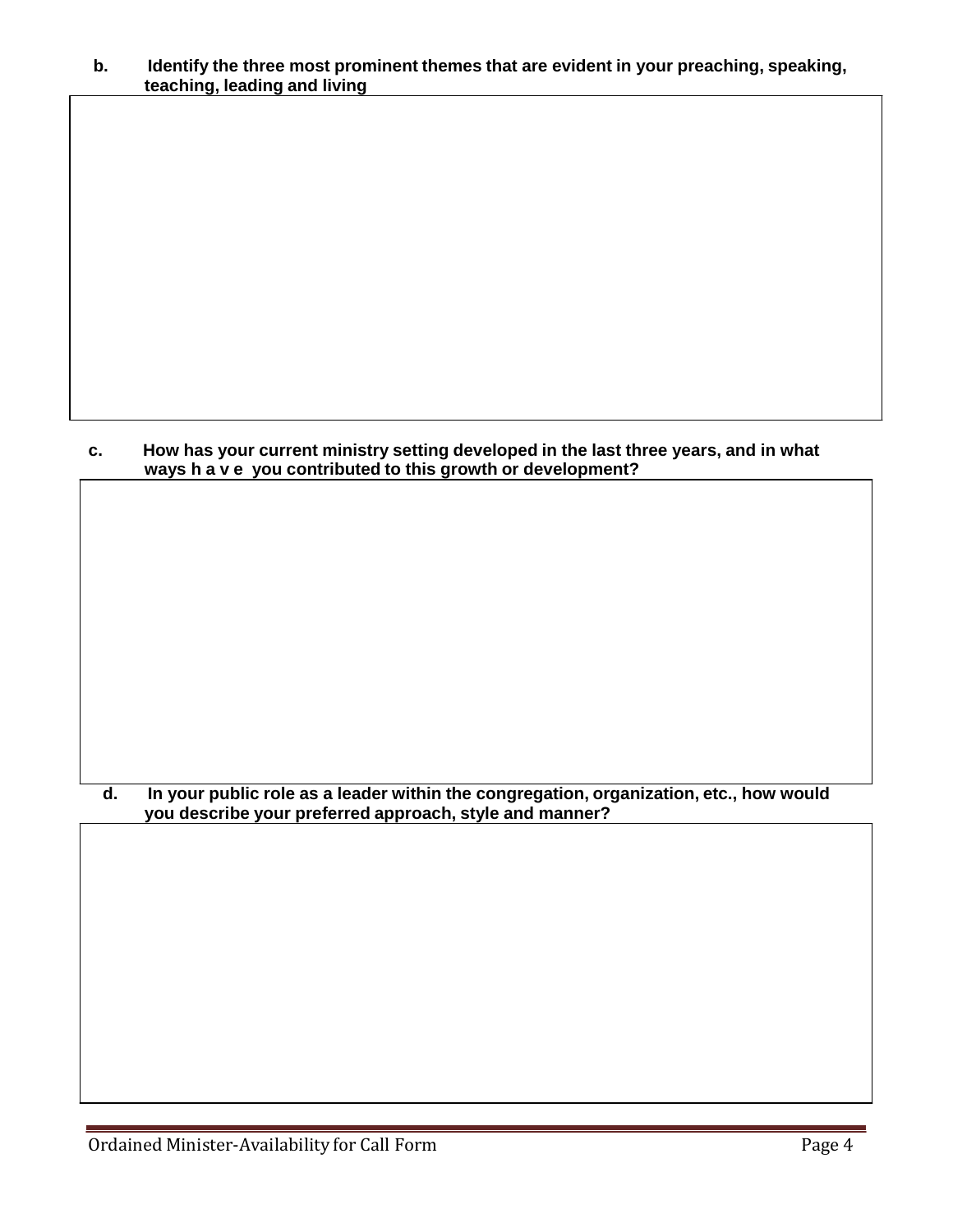**b. Identify the three most prominent themes that are evident in your preaching, speaking, teaching, leading and living**

**c. How has your current ministry setting developed in the last three years, and in what ways have you contributed to this growth or development?**

**d. In your public role as a leader within the congregation, organization, etc., how would you describe your preferred approach, style and manner?**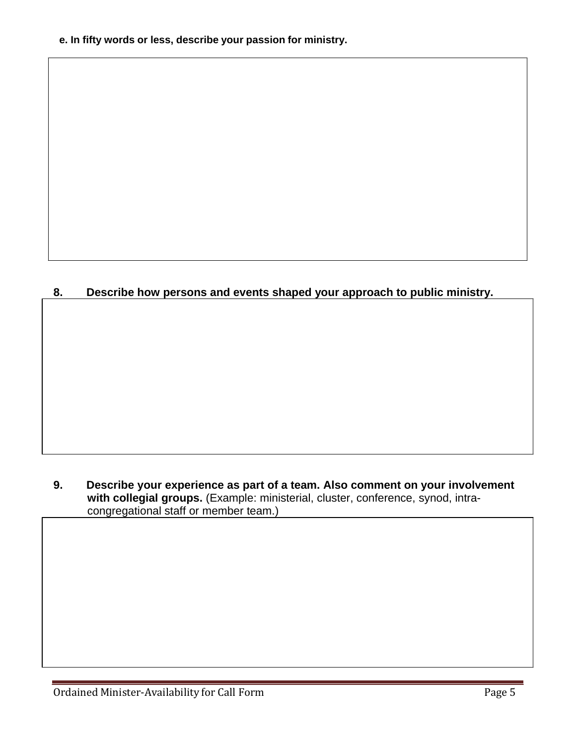**e. In fifty words or less, describe your passion for ministry.**

**8. Describe how persons and events shaped your approach to public ministry.**

**9. Describe your experience as part of a team. Also comment on your involvement with collegial groups.** (Example: ministerial, cluster, conference, synod, intra-congregational staff or member team.)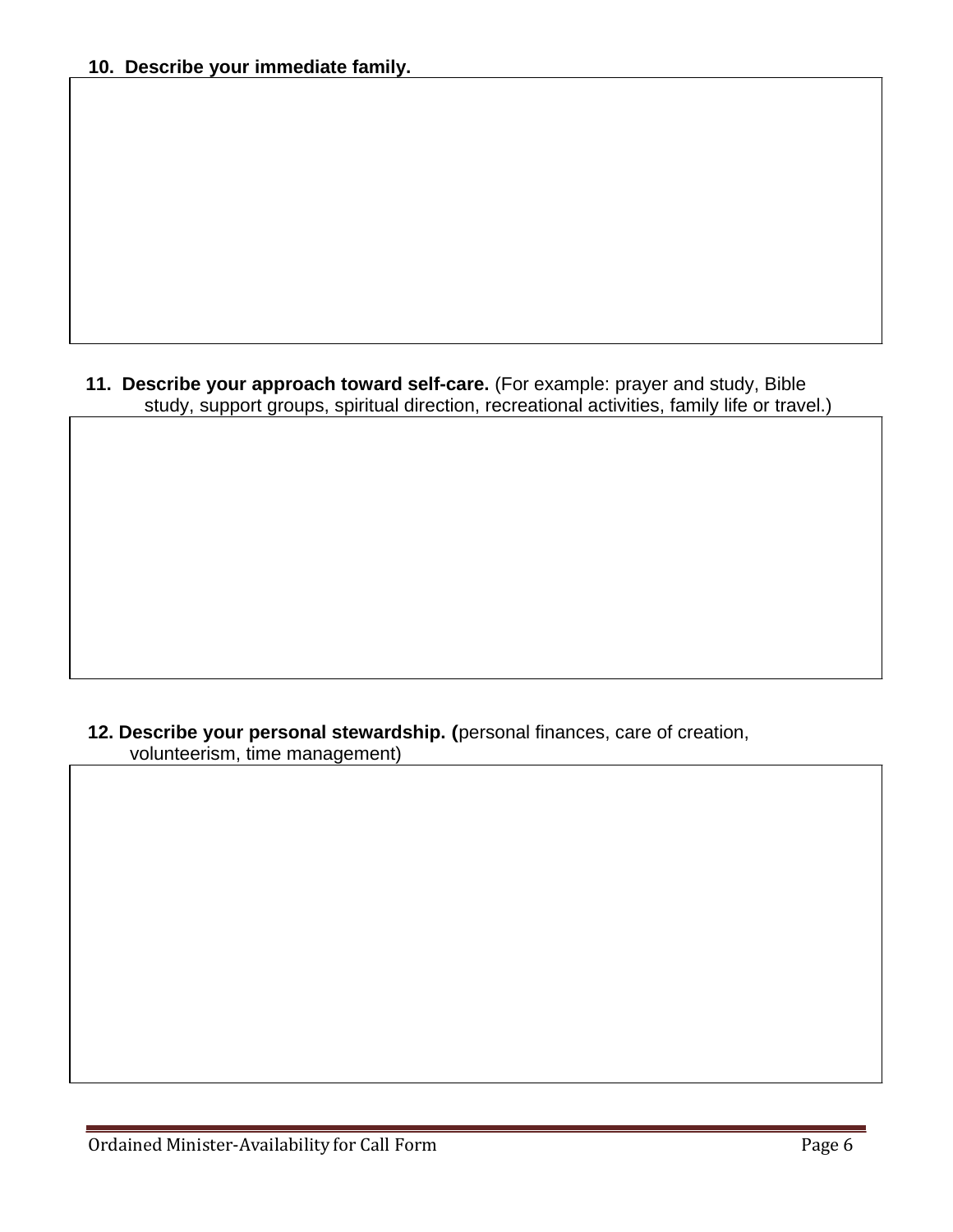**10. Describe your immediate family.**

**11. Describe your approach toward self-care.** (For example: prayer and study, Bible study, support groups, spiritual direction, recreational activities, family life or travel.)

**12. Describe your personal stewardship. (**personal finances, care of creation, volunteerism, time management)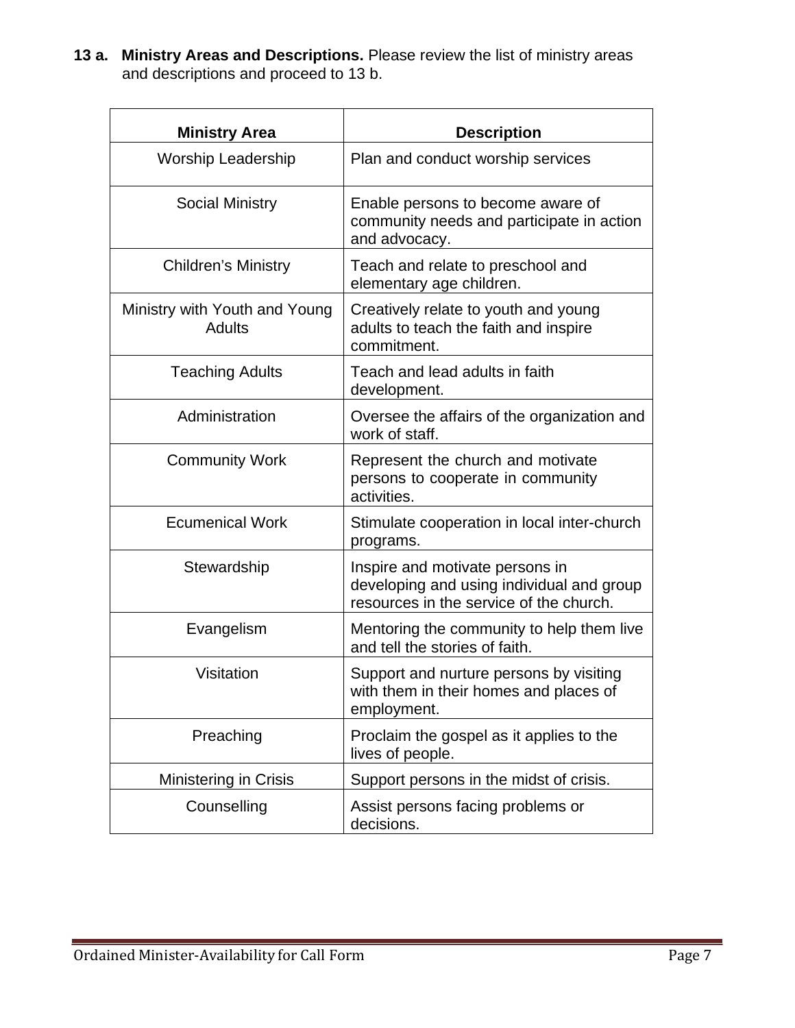**13 a. Ministry Areas and Descriptions.** Please review the list of ministry areas and descriptions and proceed to 13 b.

| Ministry Area | Description |
|---|---|
| Worship Leadership | Plan and conduct worship services |
| Social Ministry | Enable persons to become aware of community needs and participate in action and advocacy. |
| Children's Ministry | Teach and relate to preschool and elementary age children. |
| Ministry with Youth and Young Adults | Creatively relate to youth and young adults to teach the faith and inspire commitment. |
| Teaching Adults | Teach and lead adults in faith development. |
| Administration | Oversee the affairs of the organization and work of staff. |
| Community Work | Represent the church and motivate persons to cooperate in community activities. |
| Ecumenical Work | Stimulate cooperation in local inter-church programs. |
| Stewardship | Inspire and motivate persons in developing and using individual and group resources in the service of the church. |
| Evangelism | Mentoring the community to help them live and tell the stories of faith. |
| Visitation | Support and nurture persons by visiting with them in their homes and places of employment. |
| Preaching | Proclaim the gospel as it applies to the lives of people. |
| Ministering in Crisis | Support persons in the midst of crisis. |
| Counselling | Assist persons facing problems or decisions. |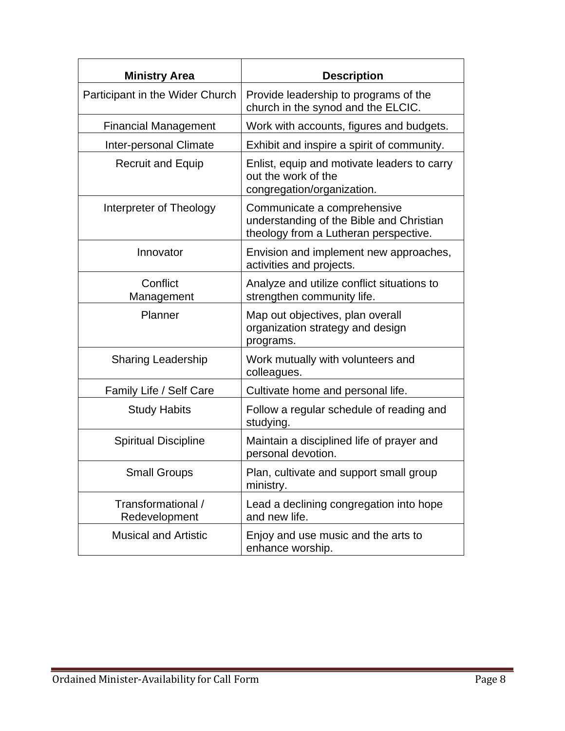| Ministry Area | Description |
|---|---|
| Participant in the Wider Church | Provide leadership to programs of the church in the synod and the ELCIC. |
| Financial Management | Work with accounts, figures and budgets. |
| Inter-personal Climate | Exhibit and inspire a spirit of community. |
| Recruit and Equip | Enlist, equip and motivate leaders to carry out the work of the congregation/organization. |
| Interpreter of Theology | Communicate a comprehensive understanding of the Bible and Christian theology from a Lutheran perspective. |
| Innovator | Envision and implement new approaches, activities and projects. |
| Conflict Management | Analyze and utilize conflict situations to strengthen community life. |
| Planner | Map out objectives, plan overall organization strategy and design programs. |
| Sharing Leadership | Work mutually with volunteers and colleagues. |
| Family Life / Self Care | Cultivate home and personal life. |
| Study Habits | Follow a regular schedule of reading and studying. |
| Spiritual Discipline | Maintain a disciplined life of prayer and personal devotion. |
| Small Groups | Plan, cultivate and support small group ministry. |
| Transformational / Redevelopment | Lead a declining congregation into hope and new life. |
| Musical and Artistic | Enjoy and use music and the arts to enhance worship. |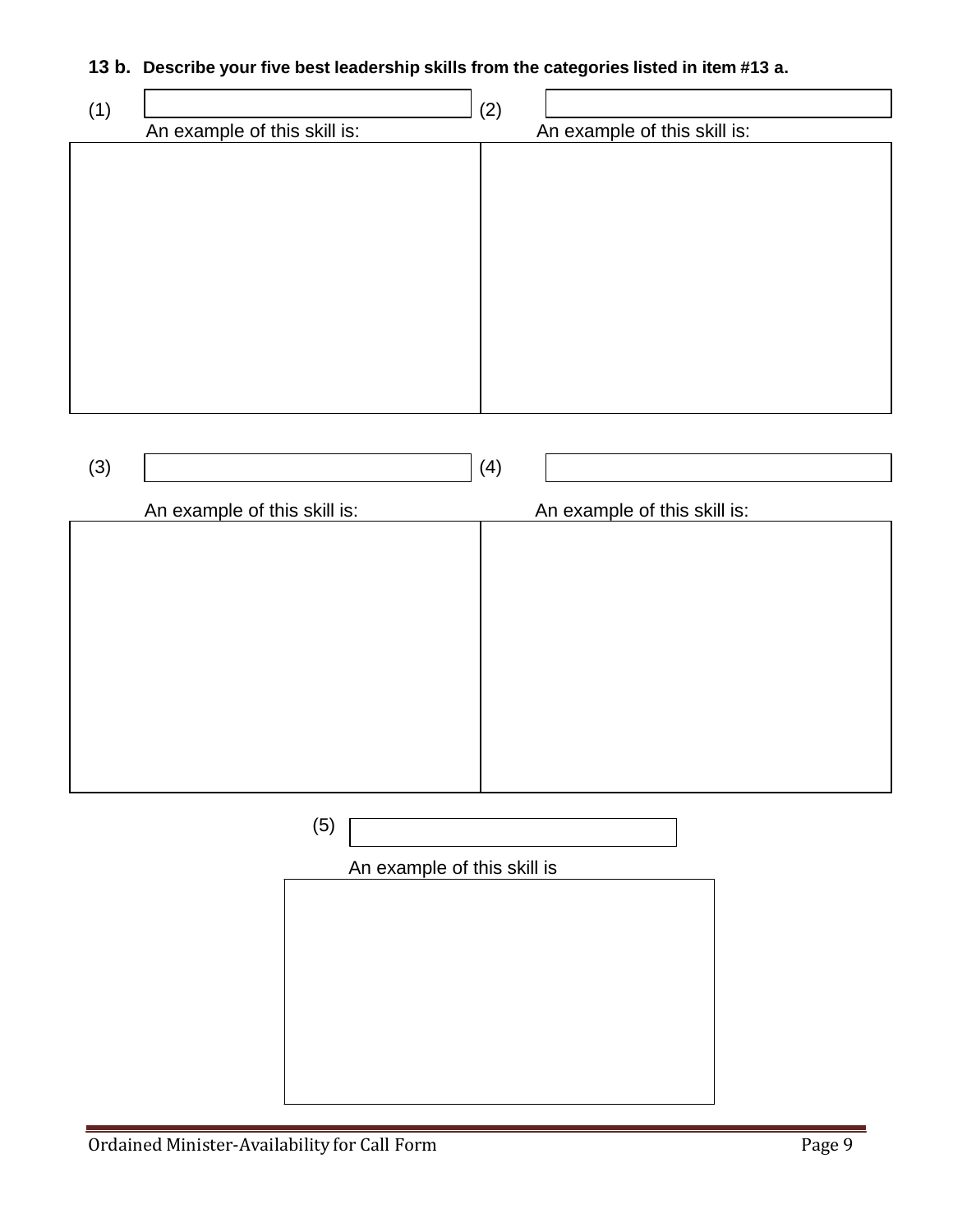**13 b. Describe your five best leadership skills from the categories listed in item #13 a.**

(1) ____________________

An example of this skill is:

(2) ____________________

An example of this skill is:

(3) ____________________

An example of this skill is:

(4) ____________________

An example of this skill is:

(5) ____________________

An example of this skill is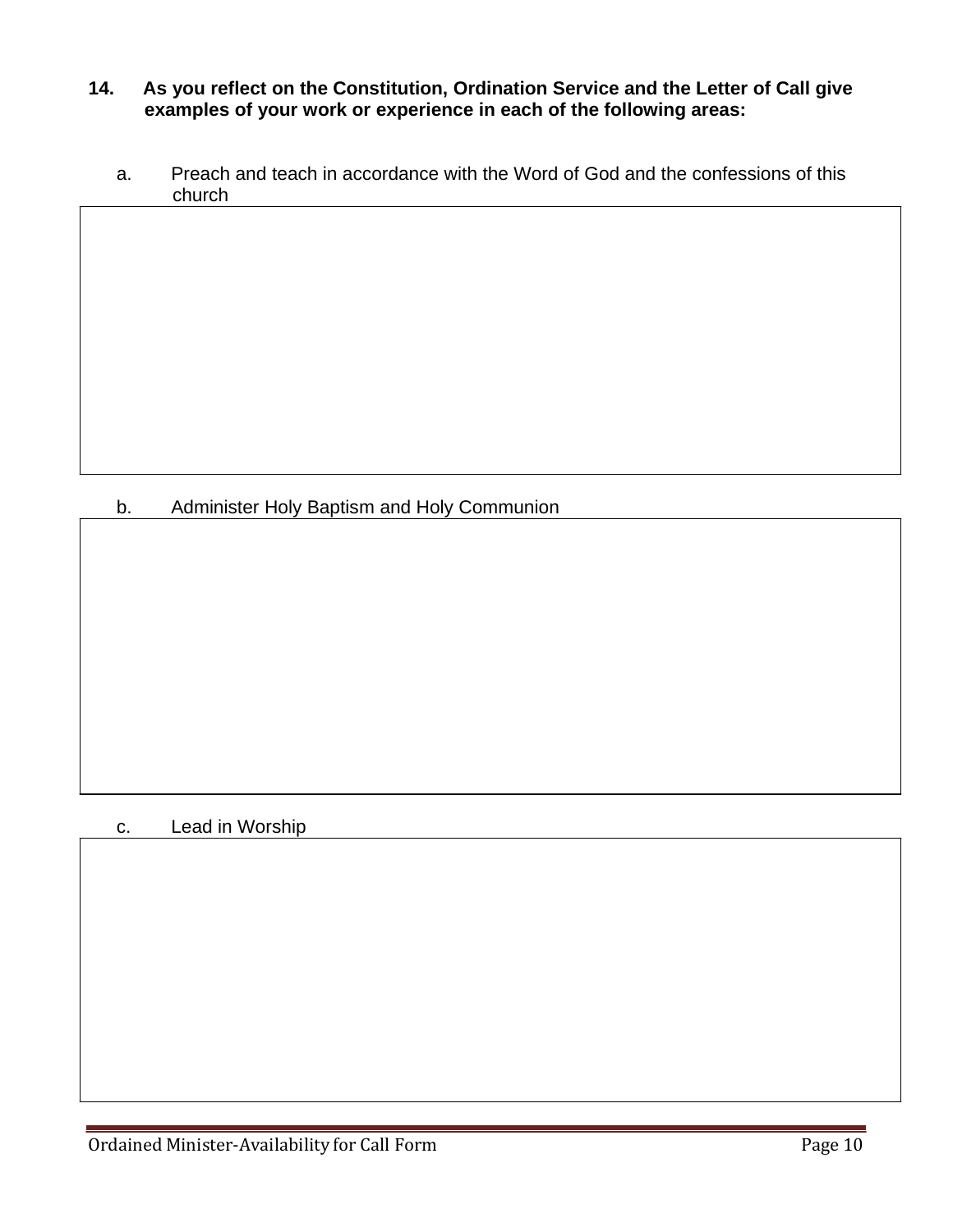**14. As you reflect on the Constitution, Ordination Service and the Letter of Call give examples of your work or experience in each of the following areas:**

a. Preach and teach in accordance with the Word of God and the confessions of this church

b. Administer Holy Baptism and Holy Communion

c. Lead in Worship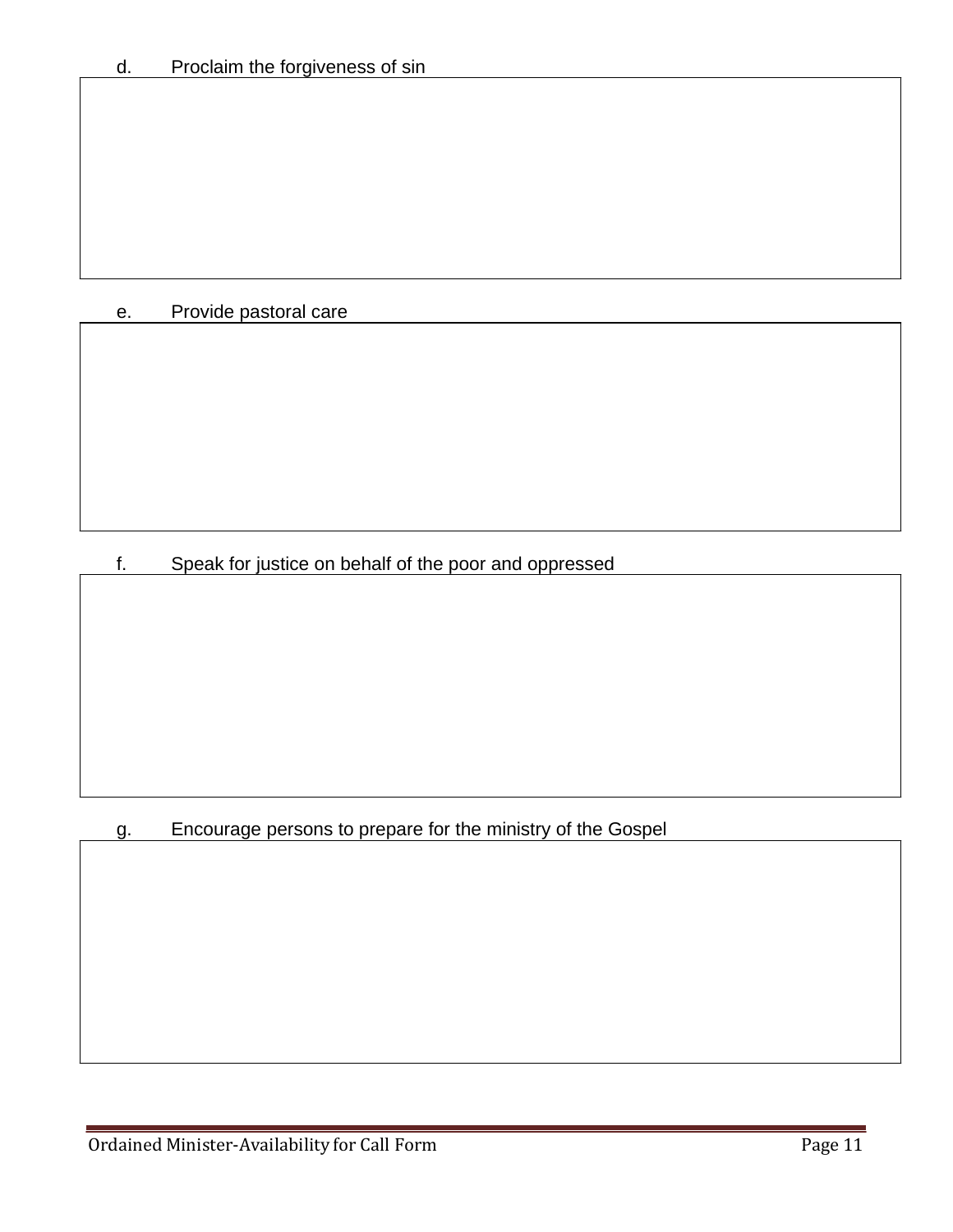d. Proclaim the forgiveness of sin

e. Provide pastoral care

f. Speak for justice on behalf of the poor and oppressed

g. Encourage persons to prepare for the ministry of the Gospel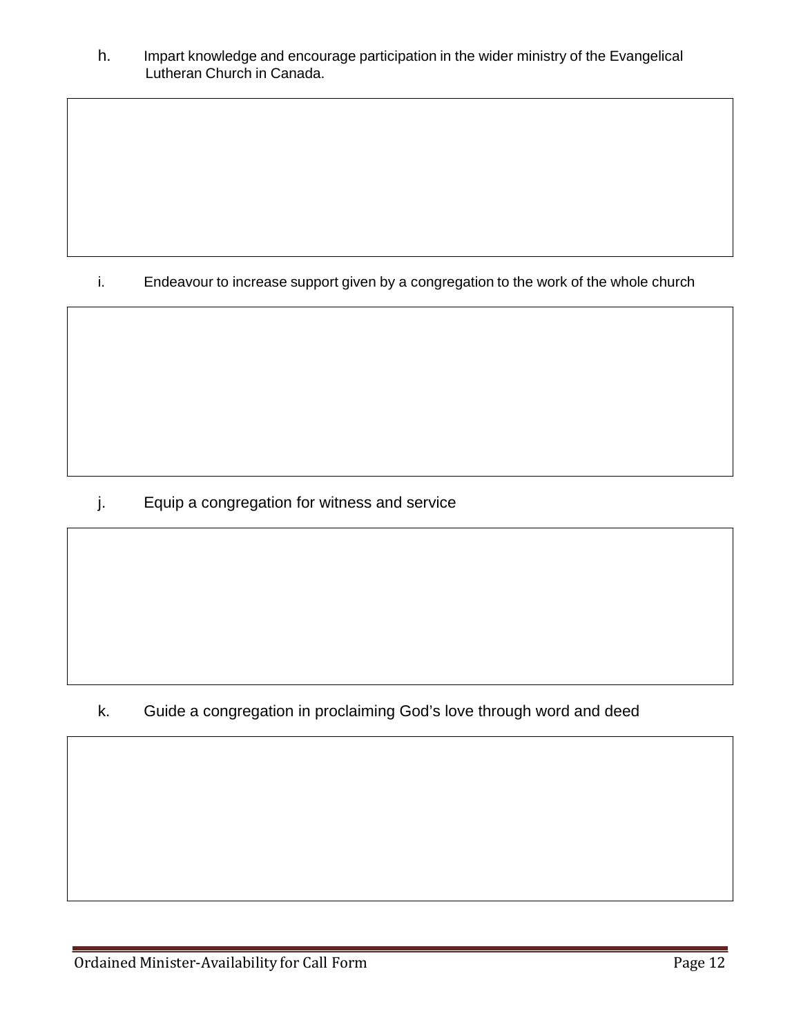h. Impart knowledge and encourage participation in the wider ministry of the Evangelical Lutheran Church in Canada.

i. Endeavour to increase support given by a congregation to the work of the whole church

j. Equip a congregation for witness and service

k. Guide a congregation in proclaiming God's love through word and deed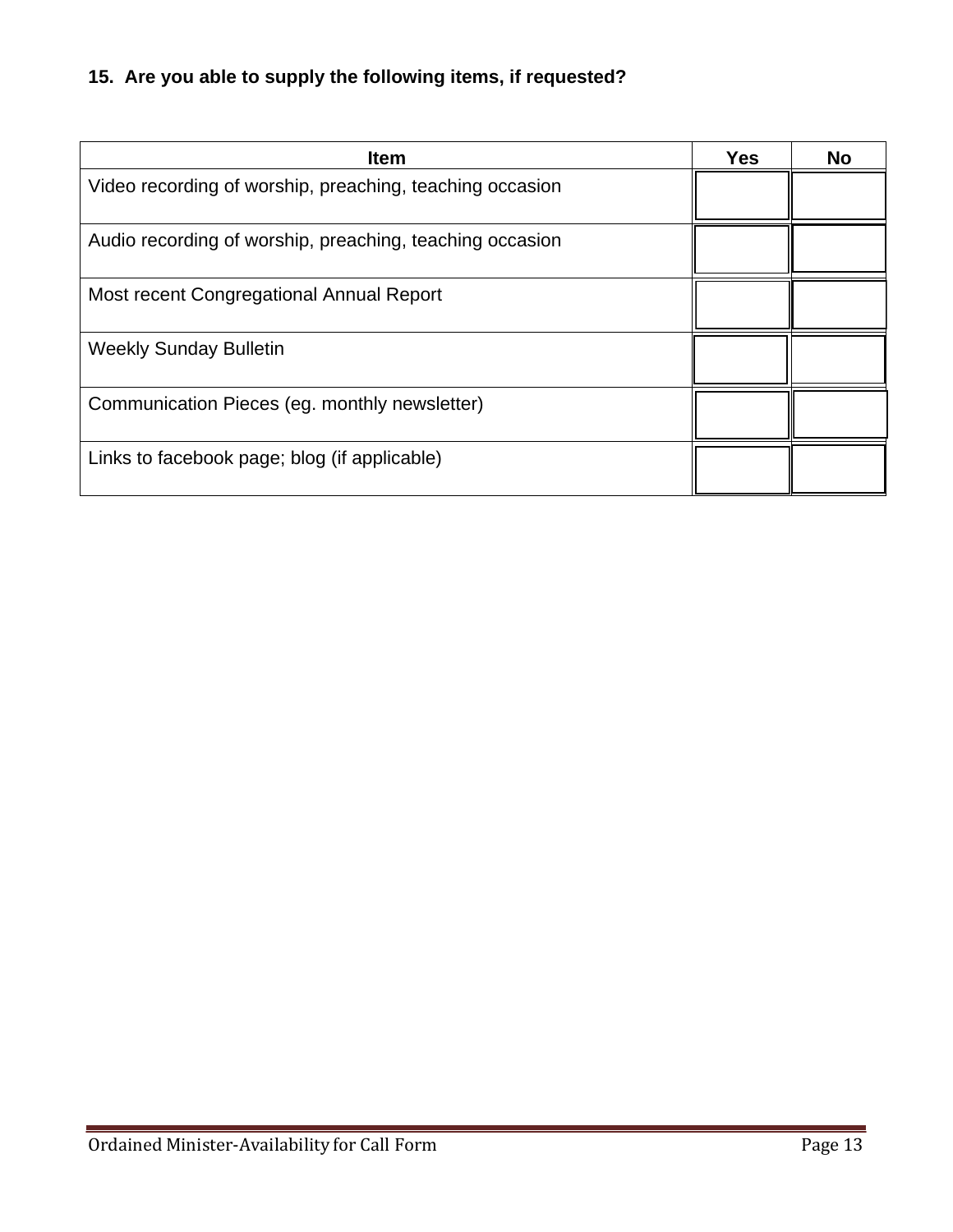**15. Are you able to supply the following items, if requested?**

| Item | Yes | No |
| --- | --- | --- |
| Video recording of worship, preaching, teaching occasion | | |
| Audio recording of worship, preaching, teaching occasion | | |
| Most recent Congregational Annual Report | | |
| Weekly Sunday Bulletin | | |
| Communication Pieces (eg. monthly newsletter) | | |
| Links to facebook page; blog (if applicable) | | |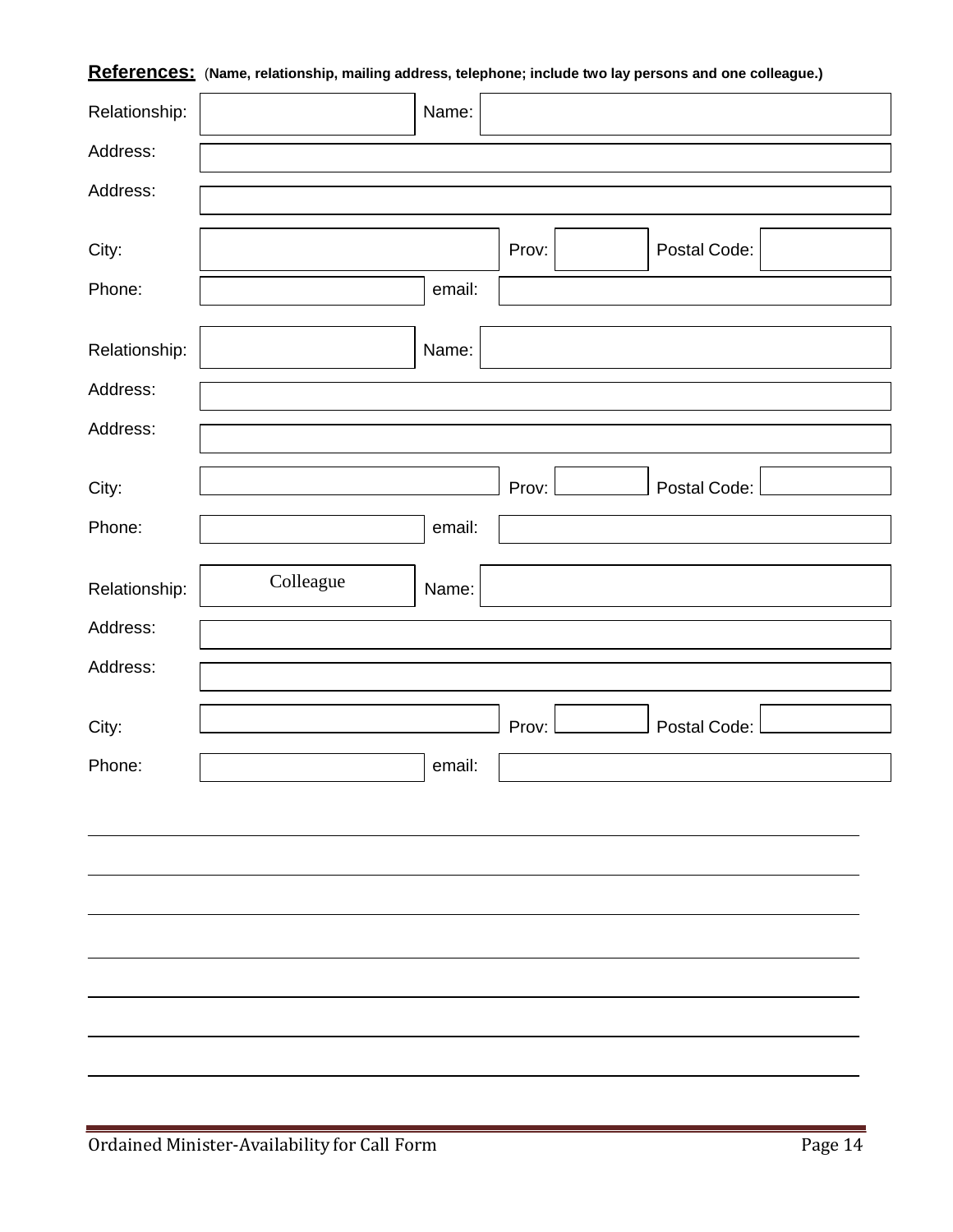**References:** (**Name, relationship, mailing address, telephone; include two lay persons and one colleague.**)

| | | | | | |
|---|---|---|---|---|---|
| Relationship: | | Name: | | | |
| Address: | | | | | |
| Address: | | | | | |
| City: | | Prov: | | Postal Code: | |
| Phone: | | email: | | | |

| | | | | | |
|---|---|---|---|---|---|
| Relationship: | | Name: | | | |
| Address: | | | | | |
| Address: | | | | | |
| City: | | Prov: | | Postal Code: | |
| Phone: | | email: | | | |

| | | | | | |
|---|---|---|---|---|---|
| Relationship: | Colleague | Name: | | | |
| Address: | | | | | |
| Address: | | | | | |
| City: | | Prov: | | Postal Code: | |
| Phone: | | email: | | | |

_______________________________________________

_______________________________________________

_______________________________________________

_______________________________________________

_______________________________________________

_______________________________________________

_______________________________________________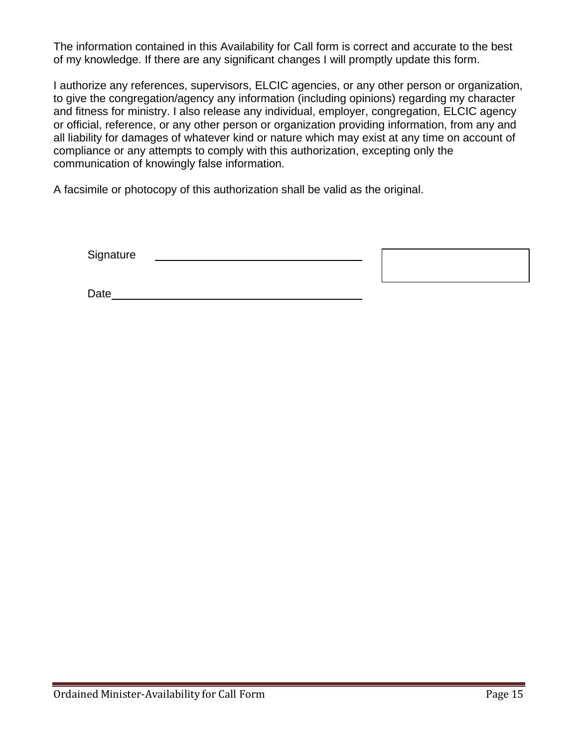The information contained in this Availability for Call form is correct and accurate to the best of my knowledge. If there are any significant changes I will promptly update this form.

I authorize any references, supervisors, ELCIC agencies, or any other person or organization, to give the congregation/agency any information (including opinions) regarding my character and fitness for ministry. I also release any individual, employer, congregation, ELCIC agency or official, reference, or any other person or organization providing information, from any and all liability for damages of whatever kind or nature which may exist at any time on account of compliance or any attempts to comply with this authorization, excepting only the communication of knowingly false information.

A facsimile or photocopy of this authorization shall be valid as the original.

Signature \_\_\_\_\_\_\_\_\_\_\_\_\_\_\_\_\_\_\_\_\_\_\_\_\_\_\_\_\_\_\_\_

Date\_\_\_\_\_\_\_\_\_\_\_\_\_\_\_\_\_\_\_\_\_\_\_\_\_\_\_\_\_\_\_\_\_\_\_\_\_\_